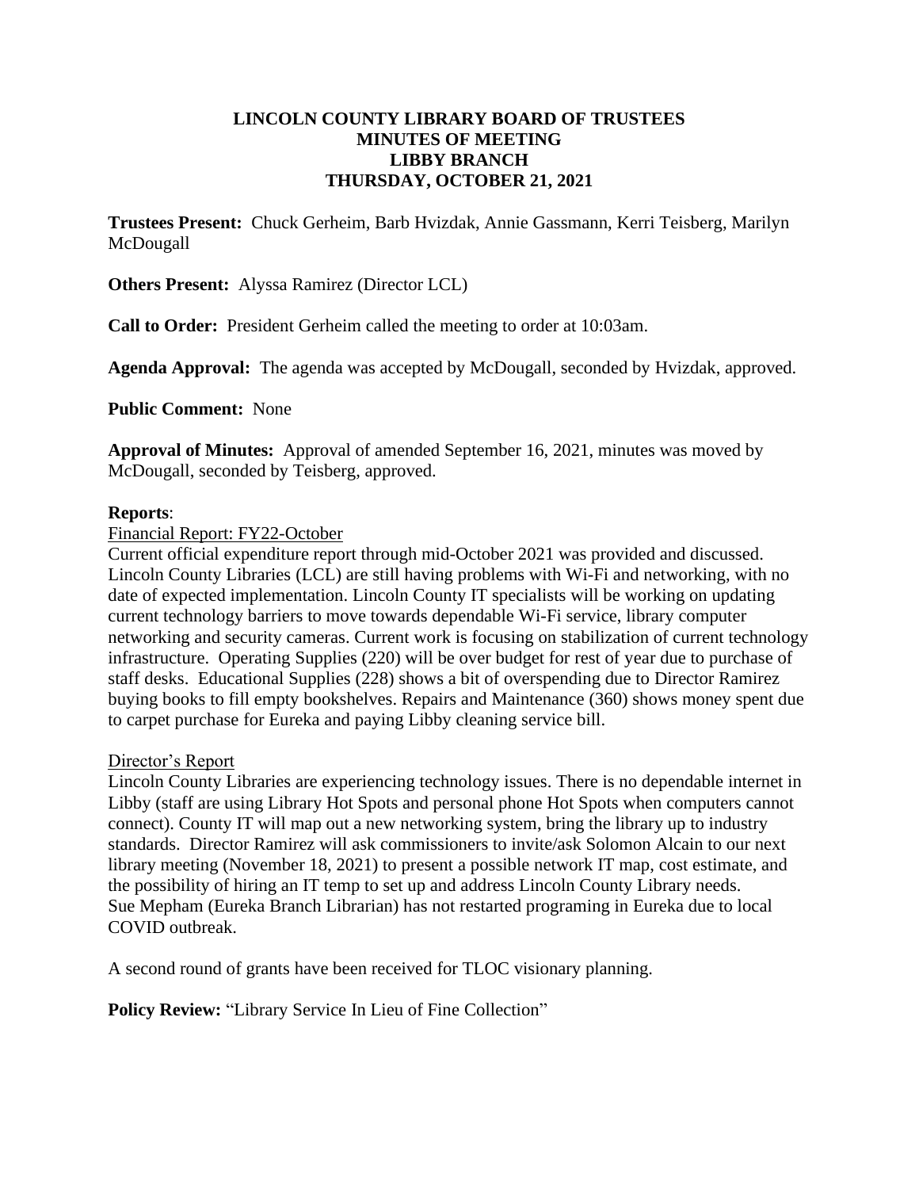# LINCOLN COUNTY LIBRARY BOARD OF TRUSTEES
## MINUTES OF MEETING
## LIBBY BRANCH
## THURSDAY, OCTOBER 21, 2021

**Trustees Present:** Chuck Gerheim, Barb Hvizdak, Annie Gassmann, Kerri Teisberg, Marilyn McDougall

**Others Present:** Alyssa Ramirez (Director LCL)

**Call to Order:** President Gerheim called the meeting to order at 10:03am.

**Agenda Approval:** The agenda was accepted by McDougall, seconded by Hvizdak, approved.

**Public Comment:** None

**Approval of Minutes:** Approval of amended September 16, 2021, minutes was moved by McDougall, seconded by Teisberg, approved.

**Reports**:

Financial Report: FY22-October

Current official expenditure report through mid-October 2021 was provided and discussed. Lincoln County Libraries (LCL) are still having problems with Wi-Fi and networking, with no date of expected implementation. Lincoln County IT specialists will be working on updating current technology barriers to move towards dependable Wi-Fi service, library computer networking and security cameras. Current work is focusing on stabilization of current technology infrastructure. Operating Supplies (220) will be over budget for rest of year due to purchase of staff desks. Educational Supplies (228) shows a bit of overspending due to Director Ramirez buying books to fill empty bookshelves. Repairs and Maintenance (360) shows money spent due to carpet purchase for Eureka and paying Libby cleaning service bill.

Director's Report

Lincoln County Libraries are experiencing technology issues. There is no dependable internet in Libby (staff are using Library Hot Spots and personal phone Hot Spots when computers cannot connect). County IT will map out a new networking system, bring the library up to industry standards. Director Ramirez will ask commissioners to invite/ask Solomon Alcain to our next library meeting (November 18, 2021) to present a possible network IT map, cost estimate, and the possibility of hiring an IT temp to set up and address Lincoln County Library needs.
Sue Mepham (Eureka Branch Librarian) has not restarted programing in Eureka due to local COVID outbreak.

A second round of grants have been received for TLOC visionary planning.

**Policy Review:** "Library Service In Lieu of Fine Collection"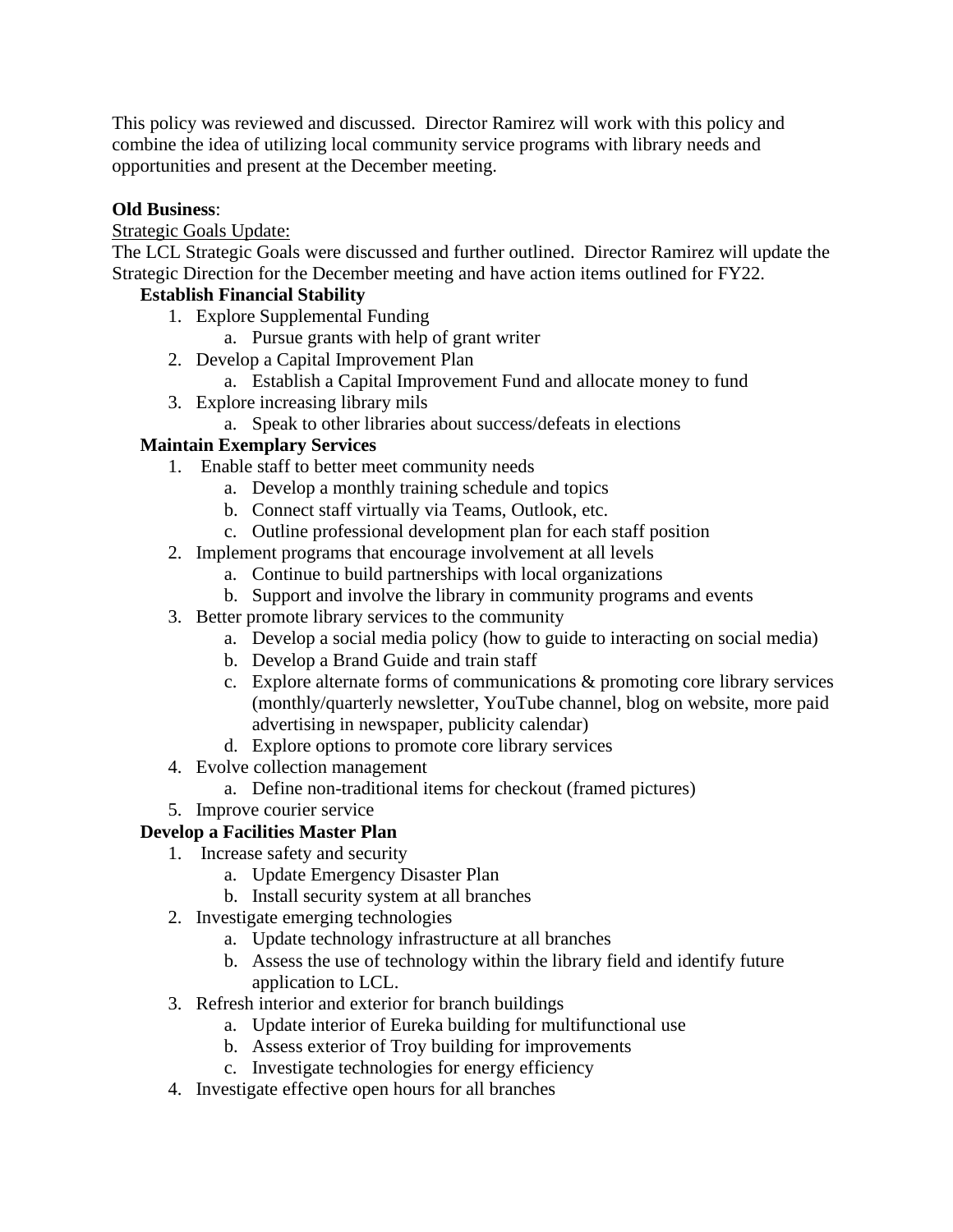This policy was reviewed and discussed. Director Ramirez will work with this policy and combine the idea of utilizing local community service programs with library needs and opportunities and present at the December meeting.

**Old Business**:

<u>Strategic Goals Update:</u>

The LCL Strategic Goals were discussed and further outlined. Director Ramirez will update the Strategic Direction for the December meeting and have action items outlined for FY22.

**Establish Financial Stability**

1. Explore Supplemental Funding
    a. Pursue grants with help of grant writer
2. Develop a Capital Improvement Plan
    a. Establish a Capital Improvement Fund and allocate money to fund
3. Explore increasing library mils
    a. Speak to other libraries about success/defeats in elections

**Maintain Exemplary Services**

1. Enable staff to better meet community needs
    a. Develop a monthly training schedule and topics
    b. Connect staff virtually via Teams, Outlook, etc.
    c. Outline professional development plan for each staff position
2. Implement programs that encourage involvement at all levels
    a. Continue to build partnerships with local organizations
    b. Support and involve the library in community programs and events
3. Better promote library services to the community
    a. Develop a social media policy (how to guide to interacting on social media)
    b. Develop a Brand Guide and train staff
    c. Explore alternate forms of communications & promoting core library services (monthly/quarterly newsletter, YouTube channel, blog on website, more paid advertising in newspaper, publicity calendar)
    d. Explore options to promote core library services
4. Evolve collection management
    a. Define non-traditional items for checkout (framed pictures)
5. Improve courier service

**Develop a Facilities Master Plan**

1. Increase safety and security
    a. Update Emergency Disaster Plan
    b. Install security system at all branches
2. Investigate emerging technologies
    a. Update technology infrastructure at all branches
    b. Assess the use of technology within the library field and identify future application to LCL.
3. Refresh interior and exterior for branch buildings
    a. Update interior of Eureka building for multifunctional use
    b. Assess exterior of Troy building for improvements
    c. Investigate technologies for energy efficiency
4. Investigate effective open hours for all branches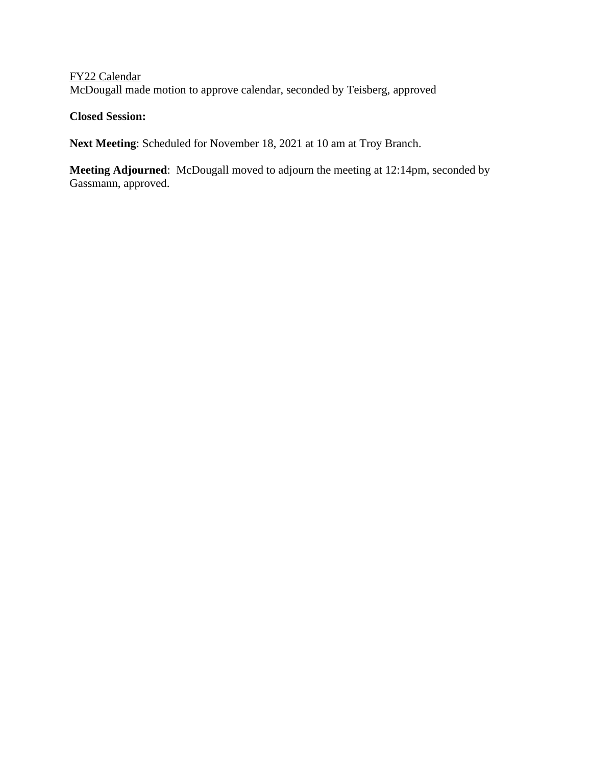<u>FY22 Calendar</u>
McDougall made motion to approve calendar, seconded by Teisberg, approved

**Closed Session:**

**Next Meeting**: Scheduled for November 18, 2021 at 10 am at Troy Branch.

**Meeting Adjourned**: McDougall moved to adjourn the meeting at 12:14pm, seconded by Gassmann, approved.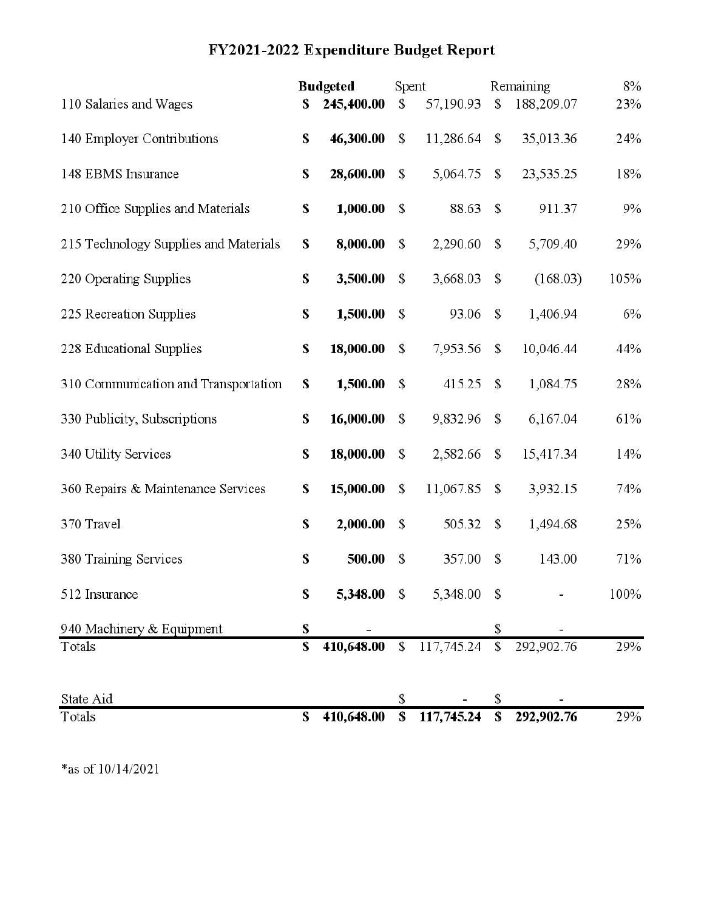# FY2021-2022 Expenditure Budget Report

| | **Budgeted** | Spent | Remaining | 8% |
|---|---|---|---|---|
| 110 Salaries and Wages | **$ 245,400.00** | $ 57,190.93 | $ 188,209.07 | 23% |
| 140 Employer Contributions | **$ 46,300.00** | $ 11,286.64 | $ 35,013.36 | 24% |
| 148 EBMS Insurance | **$ 28,600.00** | $ 5,064.75 | $ 23,535.25 | 18% |
| 210 Office Supplies and Materials | **$ 1,000.00** | $ 88.63 | $ 911.37 | 9% |
| 215 Technology Supplies and Materials | **$ 8,000.00** | $ 2,290.60 | $ 5,709.40 | 29% |
| 220 Operating Supplies | **$ 3,500.00** | $ 3,668.03 | $ (168.03) | 105% |
| 225 Recreation Supplies | **$ 1,500.00** | $ 93.06 | $ 1,406.94 | 6% |
| 228 Educational Supplies | **$ 18,000.00** | $ 7,953.56 | $ 10,046.44 | 44% |
| 310 Communication and Transportation | **$ 1,500.00** | $ 415.25 | $ 1,084.75 | 28% |
| 330 Publicity, Subscriptions | **$ 16,000.00** | $ 9,832.96 | $ 6,167.04 | 61% |
| 340 Utility Services | **$ 18,000.00** | $ 2,582.66 | $ 15,417.34 | 14% |
| 360 Repairs & Maintenance Services | **$ 15,000.00** | $ 11,067.85 | $ 3,932.15 | 74% |
| 370 Travel | **$ 2,000.00** | $ 505.32 | $ 1,494.68 | 25% |
| 380 Training Services | **$ 500.00** | $ 357.00 | $ 143.00 | 71% |
| 512 Insurance | **$ 5,348.00** | $ 5,348.00 | $ - | 100% |
| 940 Machinery & Equipment | **$ -** | | $ - | |
| Totals | **$ 410,648.00** | $ 117,745.24 | $ 292,902.76 | 29% |
| | | | | |
| State Aid | | $ - | $ - | |
| Totals | **$ 410,648.00** | **$ 117,745.24** | **$ 292,902.76** | 29% |

*as of 10/14/2021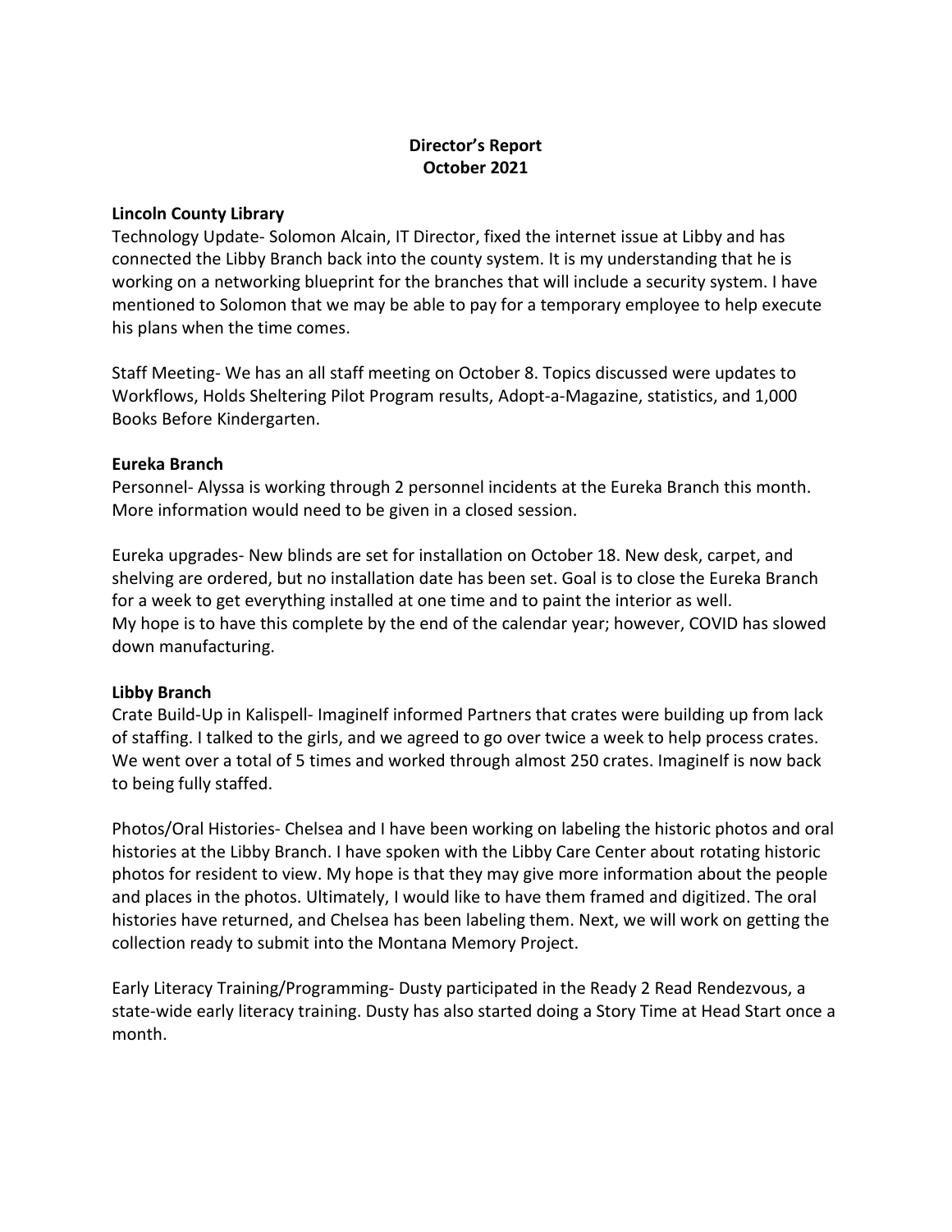**Director's Report**
**October 2021**

**Lincoln County Library**

Technology Update- Solomon Alcain, IT Director, fixed the internet issue at Libby and has connected the Libby Branch back into the county system. It is my understanding that he is working on a networking blueprint for the branches that will include a security system. I have mentioned to Solomon that we may be able to pay for a temporary employee to help execute his plans when the time comes.

Staff Meeting- We has an all staff meeting on October 8. Topics discussed were updates to Workflows, Holds Sheltering Pilot Program results, Adopt-a-Magazine, statistics, and 1,000 Books Before Kindergarten.

**Eureka Branch**

Personnel- Alyssa is working through 2 personnel incidents at the Eureka Branch this month. More information would need to be given in a closed session.

Eureka upgrades- New blinds are set for installation on October 18. New desk, carpet, and shelving are ordered, but no installation date has been set. Goal is to close the Eureka Branch for a week to get everything installed at one time and to paint the interior as well. My hope is to have this complete by the end of the calendar year; however, COVID has slowed down manufacturing.

**Libby Branch**

Crate Build-Up in Kalispell- ImagineIf informed Partners that crates were building up from lack of staffing. I talked to the girls, and we agreed to go over twice a week to help process crates. We went over a total of 5 times and worked through almost 250 crates. ImagineIf is now back to being fully staffed.

Photos/Oral Histories- Chelsea and I have been working on labeling the historic photos and oral histories at the Libby Branch. I have spoken with the Libby Care Center about rotating historic photos for resident to view. My hope is that they may give more information about the people and places in the photos. Ultimately, I would like to have them framed and digitized. The oral histories have returned, and Chelsea has been labeling them. Next, we will work on getting the collection ready to submit into the Montana Memory Project.

Early Literacy Training/Programming- Dusty participated in the Ready 2 Read Rendezvous, a state-wide early literacy training. Dusty has also started doing a Story Time at Head Start once a month.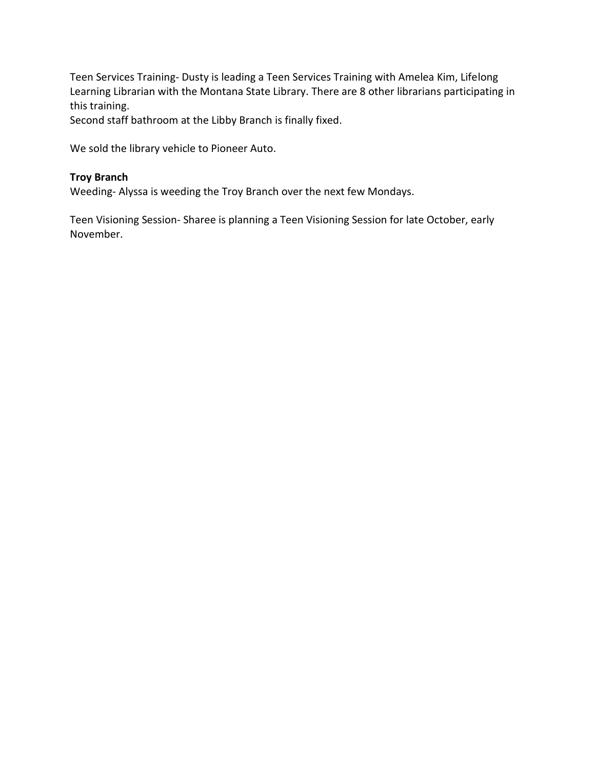Teen Services Training- Dusty is leading a Teen Services Training with Amelea Kim, Lifelong Learning Librarian with the Montana State Library. There are 8 other librarians participating in this training.
Second staff bathroom at the Libby Branch is finally fixed.

We sold the library vehicle to Pioneer Auto.

**Troy Branch**
Weeding- Alyssa is weeding the Troy Branch over the next few Mondays.

Teen Visioning Session- Sharee is planning a Teen Visioning Session for late October, early November.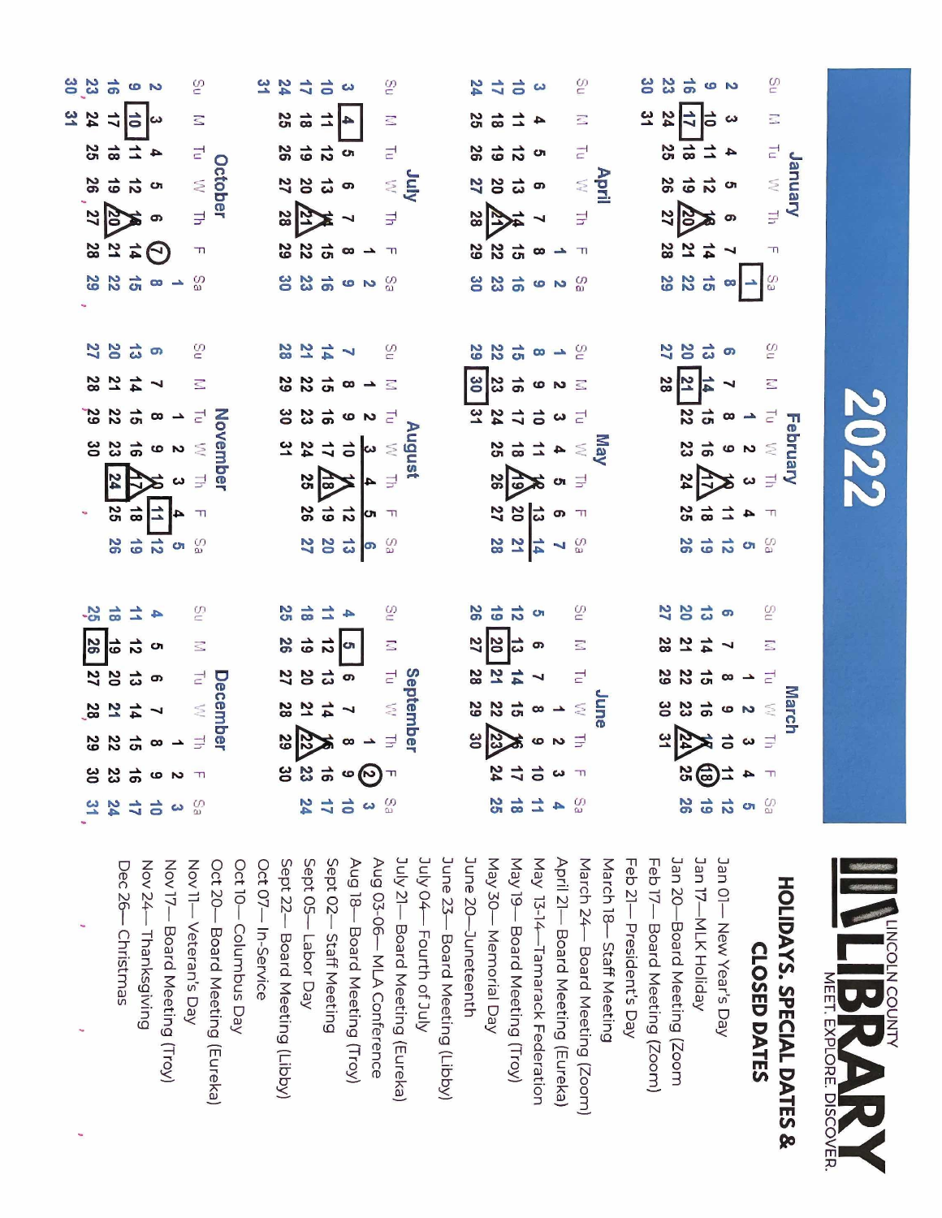# 2022

## January

| Su | M | Tu | W | Th | F | Sa |
|---|---|---|---|---|---|---|
| | | | | | | 1 |
| 2 | 3 | 4 | 5 | 6 | 7 | 8 |
| 9 | 10 | 11 | 12 | 13 | 14 | 15 |
| 16 | 17 | 18 | 19 | 20 | 21 | 22 |
| 23 | 24 | 25 | 26 | 27 | 28 | 29 |
| 30 | 31 | | | | | |

## February

| Su | M | Tu | W | Th | F | Sa |
|---|---|---|---|---|---|---|
| | | 1 | 2 | 3 | 4 | 5 |
| 6 | 7 | 8 | 9 | 10 | 11 | 12 |
| 13 | 14 | 15 | 16 | 17 | 18 | 19 |
| 20 | 21 | 22 | 23 | 24 | 25 | 26 |
| 27 | 28 | | | | | |

## March

| Su | M | Tu | W | Th | F | Sa |
|---|---|---|---|---|---|---|
| | | 1 | 2 | 3 | 4 | 5 |
| 6 | 7 | 8 | 9 | 10 | 11 | 12 |
| 13 | 14 | 15 | 16 | 17 | 18 | 19 |
| 20 | 21 | 22 | 23 | 24 | 25 | 26 |
| 27 | 28 | 29 | 30 | 31 | | |

## April

| Su | M | Tu | W | Th | F | Sa |
|---|---|---|---|---|---|---|
| | | | | | 1 | 2 |
| 3 | 4 | 5 | 6 | 7 | 8 | 9 |
| 10 | 11 | 12 | 13 | 14 | 15 | 16 |
| 17 | 18 | 19 | 20 | 21 | 22 | 23 |
| 24 | 25 | 26 | 27 | 28 | 29 | 30 |

## May

| Su | M | Tu | W | Th | F | Sa |
|---|---|---|---|---|---|---|
| 1 | 2 | 3 | 4 | 5 | 6 | 7 |
| 8 | 9 | 10 | 11 | 12 | 13 | 14 |
| 15 | 16 | 17 | 18 | 19 | 20 | 21 |
| 22 | 23 | 24 | 25 | 26 | 27 | 28 |
| 29 | 30 | 31 | | | | |

## June

| Su | M | Tu | W | Th | F | Sa |
|---|---|---|---|---|---|---|
| | | | 1 | 2 | 3 | 4 |
| 5 | 6 | 7 | 8 | 9 | 10 | 11 |
| 12 | 13 | 14 | 15 | 16 | 17 | 18 |
| 19 | 20 | 21 | 22 | 23 | 24 | 25 |
| 26 | 27 | 28 | 29 | 30 | | |

## July

| Su | M | Tu | W | Th | F | Sa |
|---|---|---|---|---|---|---|
| | | | | | 1 | 2 |
| 3 | 4 | 5 | 6 | 7 | 8 | 9 |
| 10 | 11 | 12 | 13 | 14 | 15 | 16 |
| 17 | 18 | 19 | 20 | 21 | 22 | 23 |
| 24 | 25 | 26 | 27 | 28 | 29 | 30 |
| 31 | | | | | | |

## August

| Su | M | Tu | W | Th | F | Sa |
|---|---|---|---|---|---|---|
| | 1 | 2 | 3 | 4 | 5 | 6 |
| 7 | 8 | 9 | 10 | 11 | 12 | 13 |
| 14 | 15 | 16 | 17 | 18 | 19 | 20 |
| 21 | 22 | 23 | 24 | 25 | 26 | 27 |
| 28 | 29 | 30 | 31 | | | |

## September

| Su | M | Tu | W | Th | F | Sa |
|---|---|---|---|---|---|---|
| | | | | 1 | 2 | 3 |
| 4 | 5 | 6 | 7 | 8 | 9 | 10 |
| 11 | 12 | 13 | 14 | 15 | 16 | 17 |
| 18 | 19 | 20 | 21 | 22 | 23 | 24 |
| 25 | 26 | 27 | 28 | 29 | 30 | |

## October

| Su | M | Tu | W | Th | F | Sa |
|---|---|---|---|---|---|---|
| | | | | | | 1 |
| 2 | 3 | 4 | 5 | 6 | 7 | 8 |
| 9 | 10 | 11 | 12 | 13 | 14 | 15 |
| 16 | 17 | 18 | 19 | 20 | 21 | 22 |
| 23 | 24 | 25 | 26 | 27 | 28 | 29 |
| 30 | 31 | | | | | |

## November

| Su | M | Tu | W | Th | F | Sa |
|---|---|---|---|---|---|---|
| | | 1 | 2 | 3 | 4 | 5 |
| 6 | 7 | 8 | 9 | 10 | 11 | 12 |
| 13 | 14 | 15 | 16 | 17 | 18 | 19 |
| 20 | 21 | 22 | 23 | 24 | 25 | 26 |
| 27 | 28 | 29 | 30 | | | |

## December

| Su | M | Tu | W | Th | F | Sa |
|---|---|---|---|---|---|---|
| | | | | 1 | 2 | 3 |
| 4 | 5 | 6 | 7 | 8 | 9 | 10 |
| 11 | 12 | 13 | 14 | 15 | 16 | 17 |
| 18 | 19 | 20 | 21 | 22 | 23 | 24 |
| 25 | 26 | 27 | 28 | 29 | 30 | 31 |

LINCOLN COUNTY
LIBRARY
MEET. EXPLORE. DISCOVER.

## HOLIDAYS, SPECIAL DATES & CLOSED DATES

- Jan 01— New Year's Day
- Jan 17—MLK Holiday
- Jan 20—Board Meeting (Zoom
- Feb 17— Board Meeting (Zoom)
- Feb 21— President's Day
- March 18— Staff Meeting
- March 24— Board Meeting (Zoom)
- April 21— Board Meeting (Eureka)
- May 13-14—Tamarack Federation
- May 19— Board Meeting (Troy)
- May 30— Memorial Day
- June 20—Juneteenth
- June 23— Board Meeting (Libby)
- July 04— Fourth of July
- July 21— Board Meeting (Eureka)
- Aug 03-06— MLA Conference
- Aug 18— Board Meeting (Troy)
- Sept 02— Staff Meeting
- Sept 05— Labor Day
- Sept 22— Board Meeting (Libby)
- Oct 07— In-Service
- Oct 10— Columbus Day
- Oct 20— Board Meeting (Eureka)
- Nov 11— Veteran's Day
- Nov 17— Board Meeting (Troy)
- Nov 24— Thanksgiving
- Dec 26— Christmas